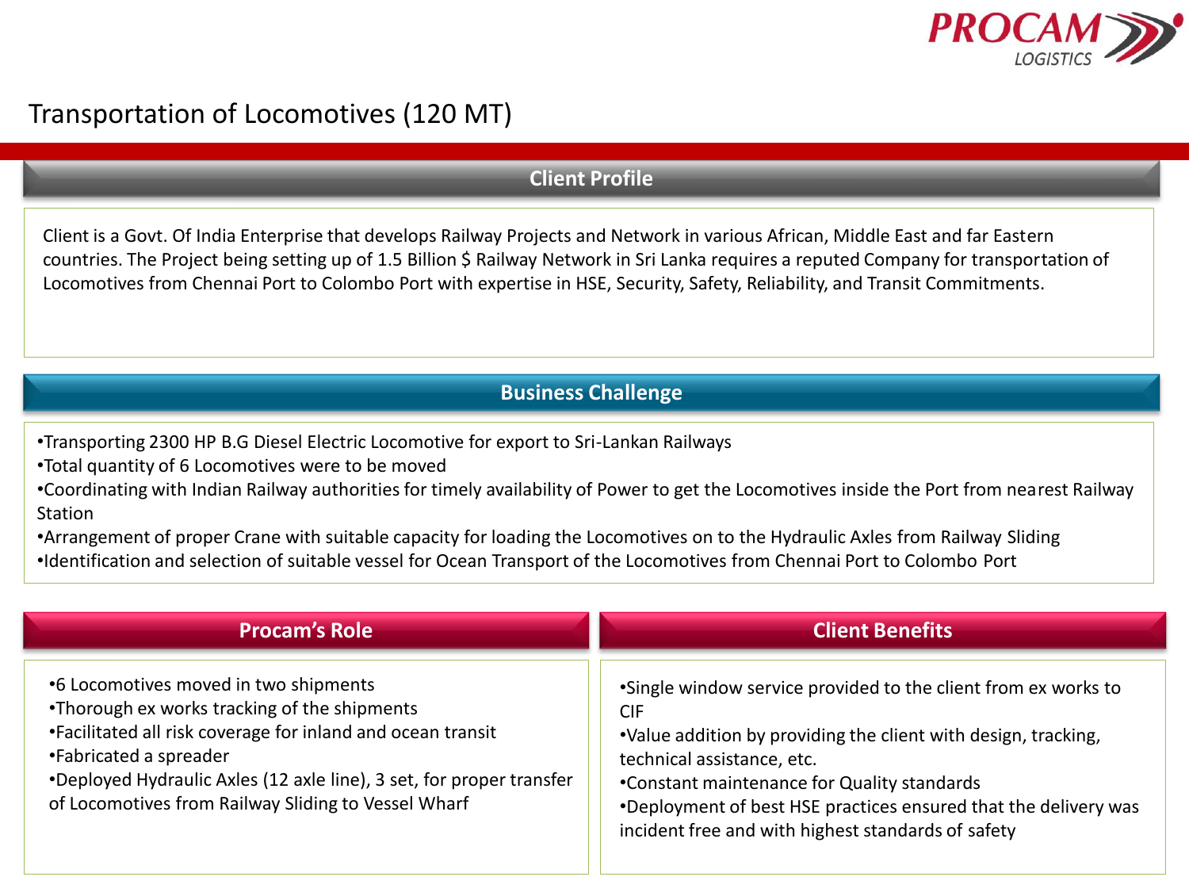# Transportation of Locomotives (120 MT)

## Client Profile

Client is a Govt. Of India Enterprise that develops Railway Projects and Network in various African, Middle East and far Eastern countries. The Project being setting up of 1.5 Billion $ Railway Network in Sri Lanka requires a reputed Company for transportation of Locomotives from Chennai Port to Colombo Port with expertise in HSE, Security, Safety, Reliability, and Transit Commitments.

## Business Challenge

- Transporting 2300 HP B.G Diesel Electric Locomotive for export to Sri-Lankan Railways
- Total quantity of 6 Locomotives were to be moved
- Coordinating with Indian Railway authorities for timely availability of Power to get the Locomotives inside the Port from nearest Railway Station
- Arrangement of proper Crane with suitable capacity for loading the Locomotives on to the Hydraulic Axles from Railway Sliding
- Identification and selection of suitable vessel for Ocean Transport of the Locomotives from Chennai Port to Colombo Port

## Procam's Role

- 6 Locomotives moved in two shipments
- Thorough ex works tracking of the shipments
- Facilitated all risk coverage for inland and ocean transit
- Fabricated a spreader
- Deployed Hydraulic Axles (12 axle line), 3 set, for proper transfer of Locomotives from Railway Sliding to Vessel Wharf

## Client Benefits

- Single window service provided to the client from ex works to CIF
- Value addition by providing the client with design, tracking, technical assistance, etc.
- Constant maintenance for Quality standards
- Deployment of best HSE practices ensured that the delivery was incident free and with highest standards of safety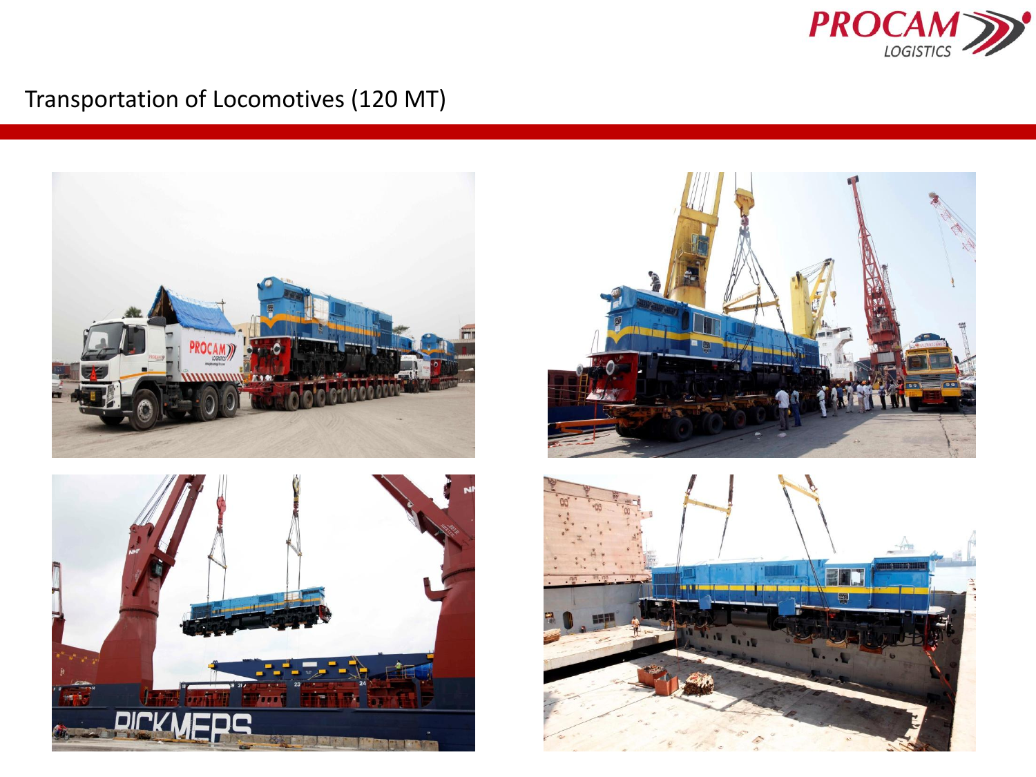# Transportation of Locomotives (120 MT)